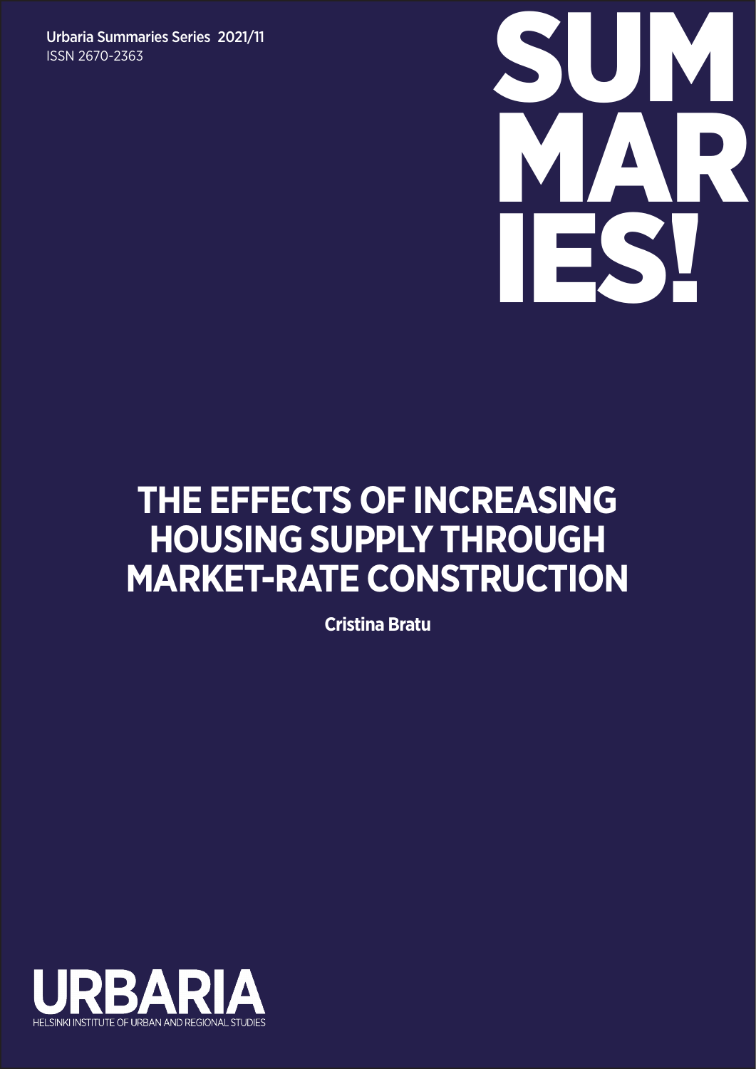Urbaria Summaries Series 2021/11
ISSN 2670-2363

SUM
MAR
IES!

# THE EFFECTS OF INCREASING HOUSING SUPPLY THROUGH MARKET-RATE CONSTRUCTION

**Cristina Bratu**

URBARIA
HELSINKI INSTITUTE OF URBAN AND REGIONAL STUDIES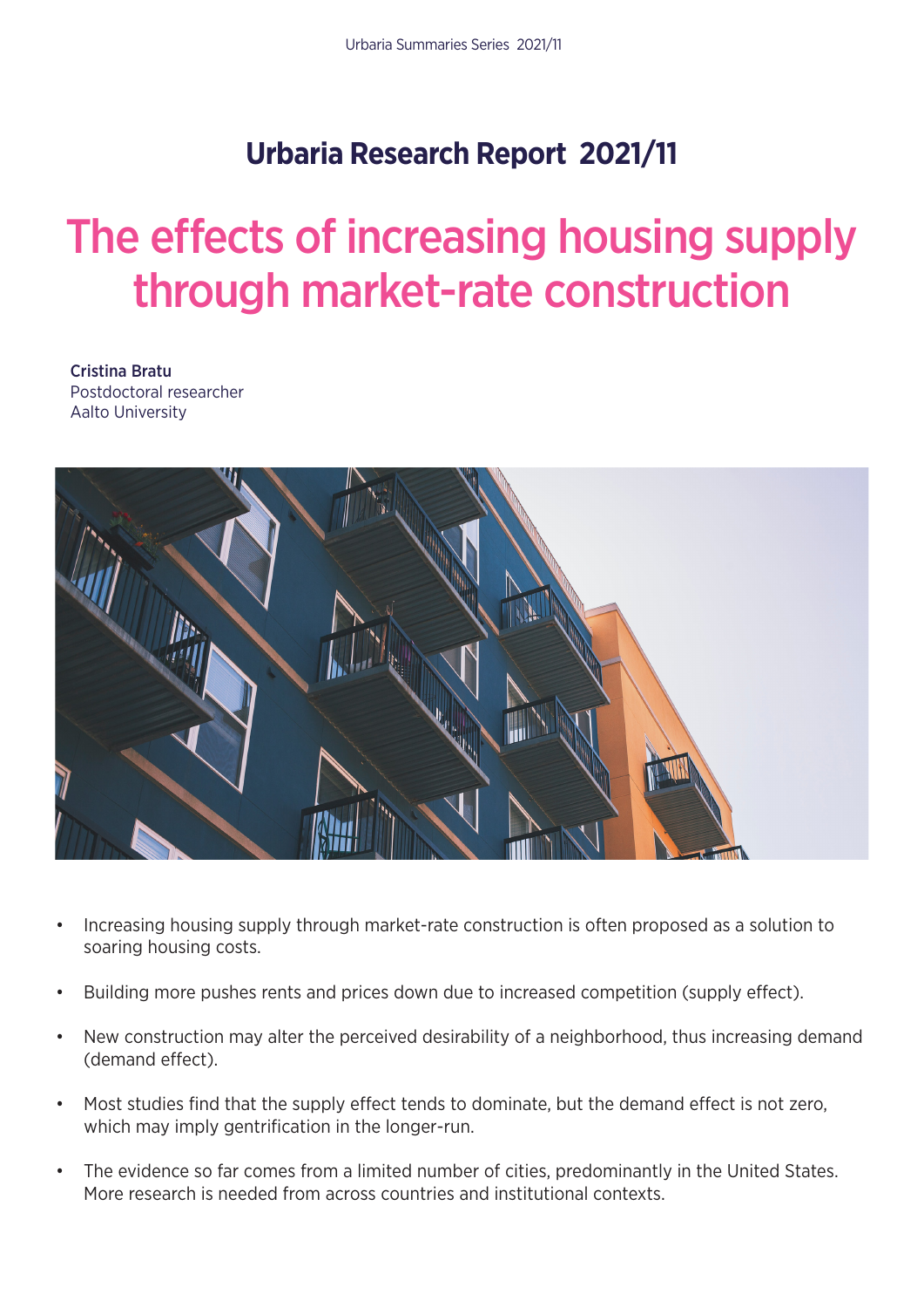## Urbaria Research Report 2021/11

# The effects of increasing housing supply through market-rate construction

**Cristina Bratu**
Postdoctoral researcher
Aalto University

- Increasing housing supply through market-rate construction is often proposed as a solution to soaring housing costs.
- Building more pushes rents and prices down due to increased competition (supply effect).
- New construction may alter the perceived desirability of a neighborhood, thus increasing demand (demand effect).
- Most studies find that the supply effect tends to dominate, but the demand effect is not zero, which may imply gentrification in the longer-run.
- The evidence so far comes from a limited number of cities, predominantly in the United States. More research is needed from across countries and institutional contexts.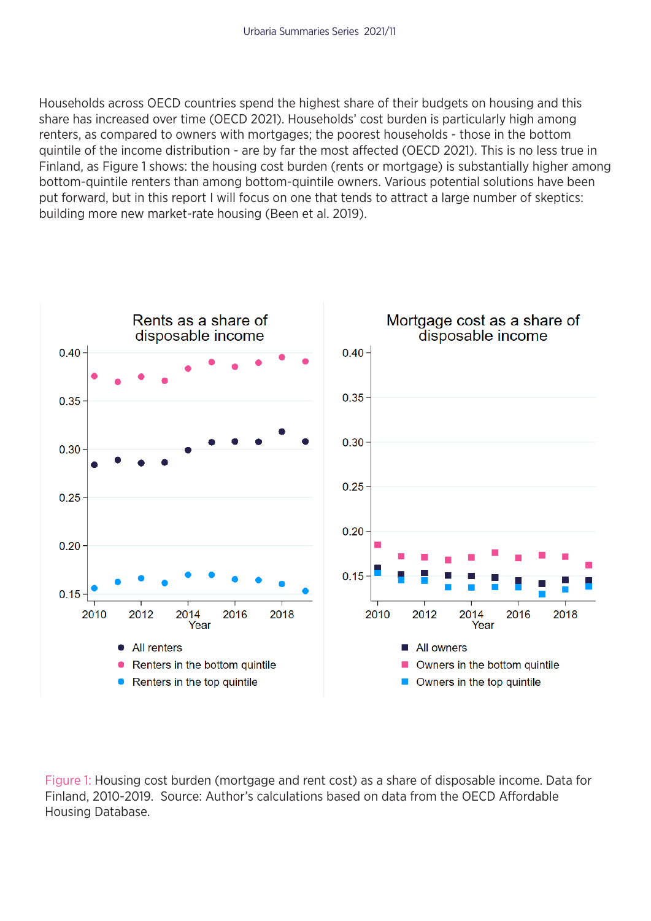Households across OECD countries spend the highest share of their budgets on housing and this share has increased over time (OECD 2021). Households' cost burden is particularly high among renters, as compared to owners with mortgages; the poorest households - those in the bottom quintile of the income distribution - are by far the most affected (OECD 2021). This is no less true in Finland, as Figure 1 shows: the housing cost burden (rents or mortgage) is substantially higher among bottom-quintile renters than among bottom-quintile owners. Various potential solutions have been put forward, but in this report I will focus on one that tends to attract a large number of skeptics: building more new market-rate housing (Been et al. 2019).

Figure 1: Housing cost burden (mortgage and rent cost) as a share of disposable income. Data for Finland, 2010-2019. Source: Author's calculations based on data from the OECD Affordable Housing Database.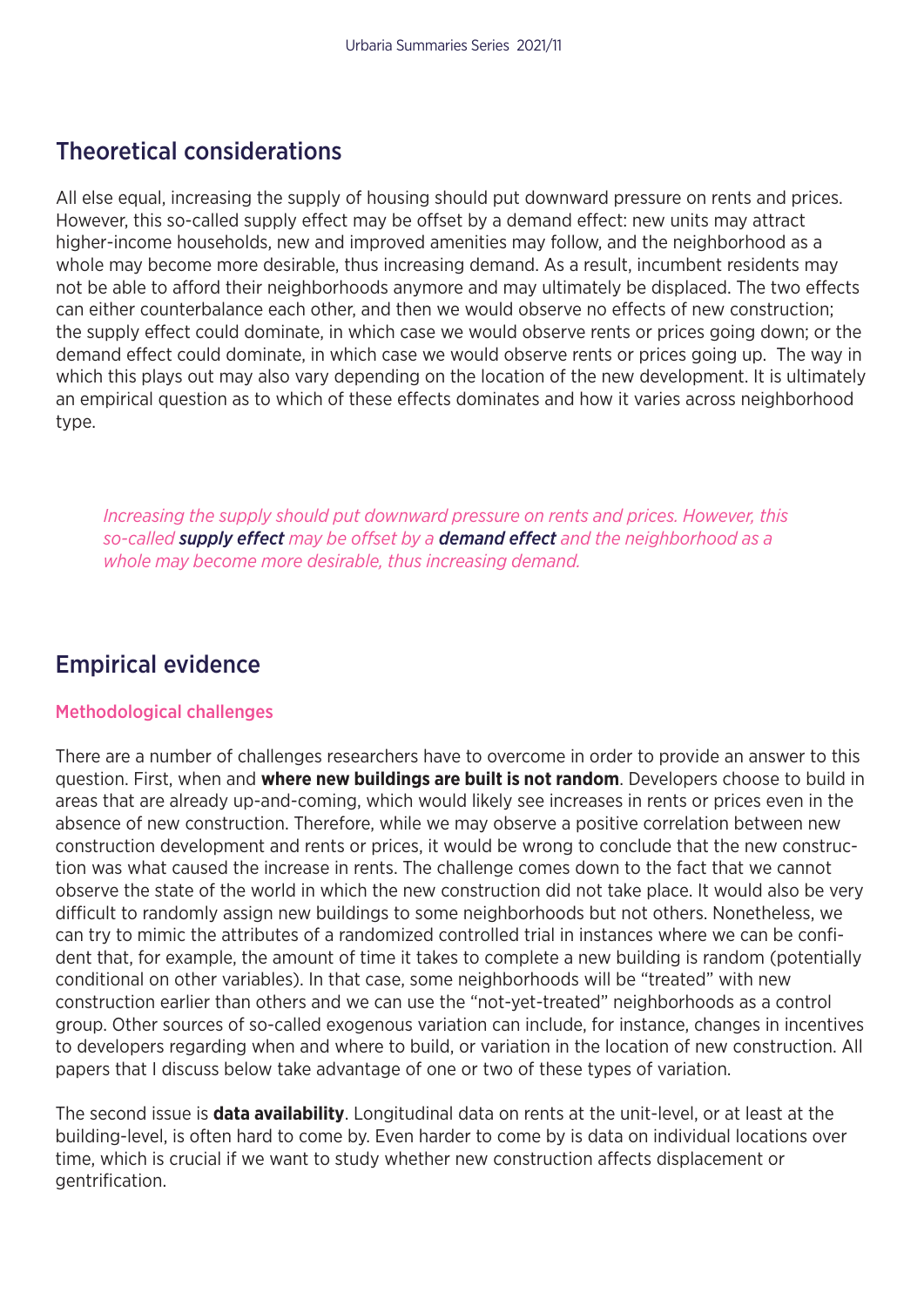## Theoretical considerations

All else equal, increasing the supply of housing should put downward pressure on rents and prices. However, this so-called supply effect may be offset by a demand effect: new units may attract higher-income households, new and improved amenities may follow, and the neighborhood as a whole may become more desirable, thus increasing demand. As a result, incumbent residents may not be able to afford their neighborhoods anymore and may ultimately be displaced. The two effects can either counterbalance each other, and then we would observe no effects of new construction; the supply effect could dominate, in which case we would observe rents or prices going down; or the demand effect could dominate, in which case we would observe rents or prices going up. The way in which this plays out may also vary depending on the location of the new development. It is ultimately an empirical question as to which of these effects dominates and how it varies across neighborhood type.

> *Increasing the supply should put downward pressure on rents and prices. However, this so-called **supply effect** may be offset by a **demand effect** and the neighborhood as a whole may become more desirable, thus increasing demand.*

## Empirical evidence

### Methodological challenges

There are a number of challenges researchers have to overcome in order to provide an answer to this question. First, when and **where new buildings are built is not random**. Developers choose to build in areas that are already up-and-coming, which would likely see increases in rents or prices even in the absence of new construction. Therefore, while we may observe a positive correlation between new construction development and rents or prices, it would be wrong to conclude that the new construction was what caused the increase in rents. The challenge comes down to the fact that we cannot observe the state of the world in which the new construction did not take place. It would also be very difficult to randomly assign new buildings to some neighborhoods but not others. Nonetheless, we can try to mimic the attributes of a randomized controlled trial in instances where we can be confident that, for example, the amount of time it takes to complete a new building is random (potentially conditional on other variables). In that case, some neighborhoods will be "treated" with new construction earlier than others and we can use the "not-yet-treated" neighborhoods as a control group. Other sources of so-called exogenous variation can include, for instance, changes in incentives to developers regarding when and where to build, or variation in the location of new construction. All papers that I discuss below take advantage of one or two of these types of variation.

The second issue is **data availability**. Longitudinal data on rents at the unit-level, or at least at the building-level, is often hard to come by. Even harder to come by is data on individual locations over time, which is crucial if we want to study whether new construction affects displacement or gentrification.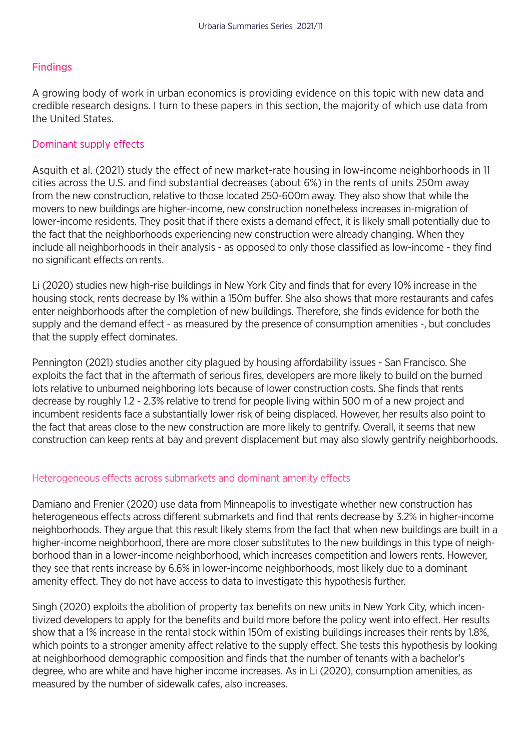## Findings

A growing body of work in urban economics is providing evidence on this topic with new data and credible research designs. I turn to these papers in this section, the majority of which use data from the United States.

### Dominant supply effects

Asquith et al. (2021) study the effect of new market-rate housing in low-income neighborhoods in 11 cities across the U.S. and find substantial decreases (about 6%) in the rents of units 250m away from the new construction, relative to those located 250-600m away. They also show that while the movers to new buildings are higher-income, new construction nonetheless increases in-migration of lower-income residents. They posit that if there exists a demand effect, it is likely small potentially due to the fact that the neighborhoods experiencing new construction were already changing. When they include all neighborhoods in their analysis - as opposed to only those classified as low-income - they find no significant effects on rents.

Li (2020) studies new high-rise buildings in New York City and finds that for every 10% increase in the housing stock, rents decrease by 1% within a 150m buffer. She also shows that more restaurants and cafes enter neighborhoods after the completion of new buildings. Therefore, she finds evidence for both the supply and the demand effect - as measured by the presence of consumption amenities -, but concludes that the supply effect dominates.

Pennington (2021) studies another city plagued by housing affordability issues - San Francisco. She exploits the fact that in the aftermath of serious fires, developers are more likely to build on the burned lots relative to unburned neighboring lots because of lower construction costs. She finds that rents decrease by roughly 1.2 - 2.3% relative to trend for people living within 500 m of a new project and incumbent residents face a substantially lower risk of being displaced. However, her results also point to the fact that areas close to the new construction are more likely to gentrify. Overall, it seems that new construction can keep rents at bay and prevent displacement but may also slowly gentrify neighborhoods.

### Heterogeneous effects across submarkets and dominant amenity effects

Damiano and Frenier (2020) use data from Minneapolis to investigate whether new construction has heterogeneous effects across different submarkets and find that rents decrease by 3.2% in higher-income neighborhoods. They argue that this result likely stems from the fact that when new buildings are built in a higher-income neighborhood, there are more closer substitutes to the new buildings in this type of neighborhood than in a lower-income neighborhood, which increases competition and lowers rents. However, they see that rents increase by 6.6% in lower-income neighborhoods, most likely due to a dominant amenity effect. They do not have access to data to investigate this hypothesis further.

Singh (2020) exploits the abolition of property tax benefits on new units in New York City, which incentivized developers to apply for the benefits and build more before the policy went into effect. Her results show that a 1% increase in the rental stock within 150m of existing buildings increases their rents by 1.8%, which points to a stronger amenity affect relative to the supply effect. She tests this hypothesis by looking at neighborhood demographic composition and finds that the number of tenants with a bachelor's degree, who are white and have higher income increases. As in Li (2020), consumption amenities, as measured by the number of sidewalk cafes, also increases.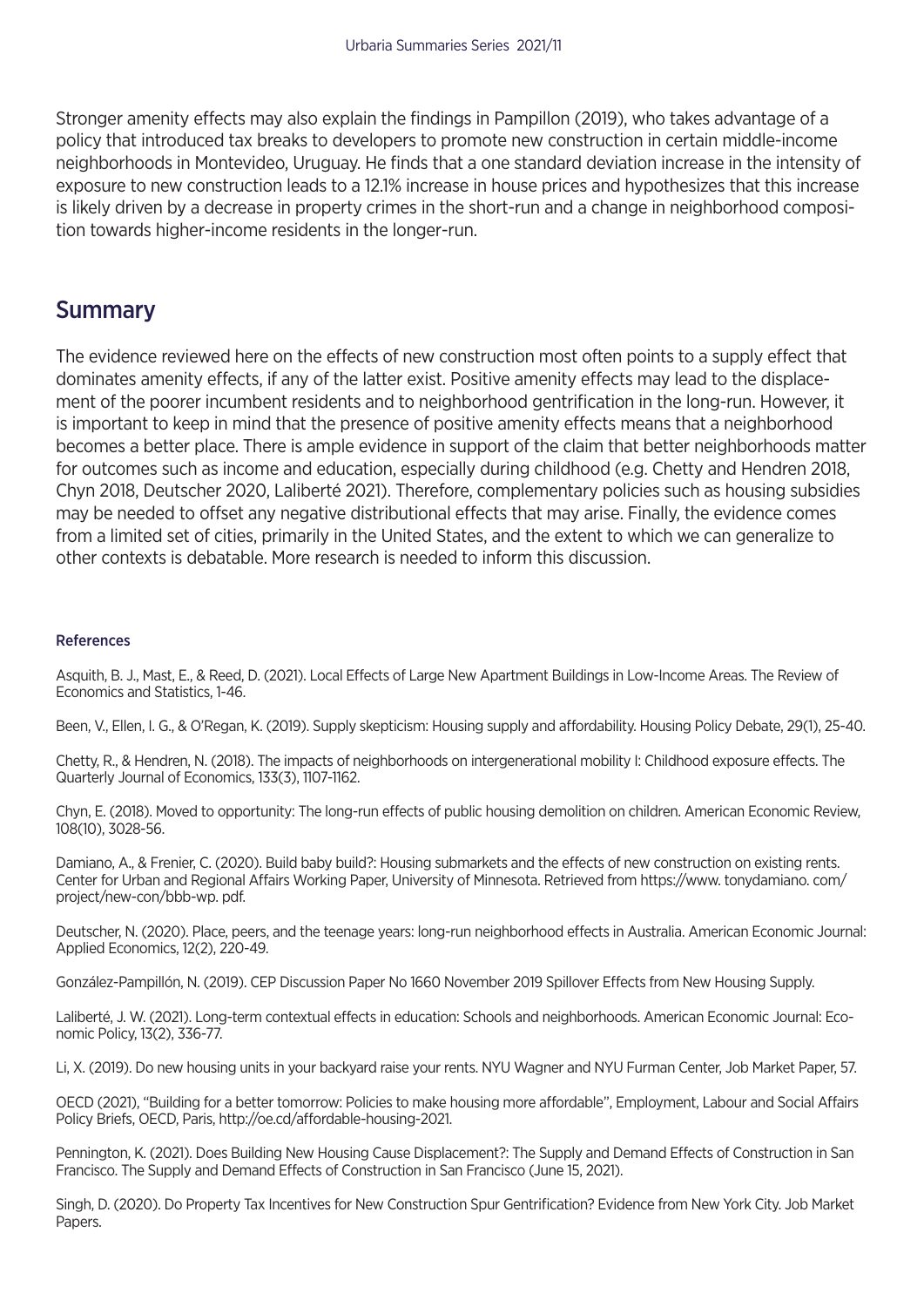Stronger amenity effects may also explain the findings in Pampillon (2019), who takes advantage of a policy that introduced tax breaks to developers to promote new construction in certain middle-income neighborhoods in Montevideo, Uruguay. He finds that a one standard deviation increase in the intensity of exposure to new construction leads to a 12.1% increase in house prices and hypothesizes that this increase is likely driven by a decrease in property crimes in the short-run and a change in neighborhood composition towards higher-income residents in the longer-run.

## Summary

The evidence reviewed here on the effects of new construction most often points to a supply effect that dominates amenity effects, if any of the latter exist. Positive amenity effects may lead to the displacement of the poorer incumbent residents and to neighborhood gentrification in the long-run. However, it is important to keep in mind that the presence of positive amenity effects means that a neighborhood becomes a better place. There is ample evidence in support of the claim that better neighborhoods matter for outcomes such as income and education, especially during childhood (e.g. Chetty and Hendren 2018, Chyn 2018, Deutscher 2020, Laliberté 2021). Therefore, complementary policies such as housing subsidies may be needed to offset any negative distributional effects that may arise. Finally, the evidence comes from a limited set of cities, primarily in the United States, and the extent to which we can generalize to other contexts is debatable. More research is needed to inform this discussion.

#### References

Asquith, B. J., Mast, E., & Reed, D. (2021). Local Effects of Large New Apartment Buildings in Low-Income Areas. The Review of Economics and Statistics, 1-46.

Been, V., Ellen, I. G., & O'Regan, K. (2019). Supply skepticism: Housing supply and affordability. Housing Policy Debate, 29(1), 25-40.

Chetty, R., & Hendren, N. (2018). The impacts of neighborhoods on intergenerational mobility I: Childhood exposure effects. The Quarterly Journal of Economics, 133(3), 1107-1162.

Chyn, E. (2018). Moved to opportunity: The long-run effects of public housing demolition on children. American Economic Review, 108(10), 3028-56.

Damiano, A., & Frenier, C. (2020). Build baby build?: Housing submarkets and the effects of new construction on existing rents. Center for Urban and Regional Affairs Working Paper, University of Minnesota. Retrieved from https://www. tonydamiano. com/project/new-con/bbb-wp. pdf.

Deutscher, N. (2020). Place, peers, and the teenage years: long-run neighborhood effects in Australia. American Economic Journal: Applied Economics, 12(2), 220-49.

González-Pampillón, N. (2019). CEP Discussion Paper No 1660 November 2019 Spillover Effects from New Housing Supply.

Laliberté, J. W. (2021). Long-term contextual effects in education: Schools and neighborhoods. American Economic Journal: Economic Policy, 13(2), 336-77.

Li, X. (2019). Do new housing units in your backyard raise your rents. NYU Wagner and NYU Furman Center, Job Market Paper, 57.

OECD (2021), "Building for a better tomorrow: Policies to make housing more affordable", Employment, Labour and Social Affairs Policy Briefs, OECD, Paris, http://oe.cd/affordable-housing-2021.

Pennington, K. (2021). Does Building New Housing Cause Displacement?: The Supply and Demand Effects of Construction in San Francisco. The Supply and Demand Effects of Construction in San Francisco (June 15, 2021).

Singh, D. (2020). Do Property Tax Incentives for New Construction Spur Gentrification? Evidence from New York City. Job Market Papers.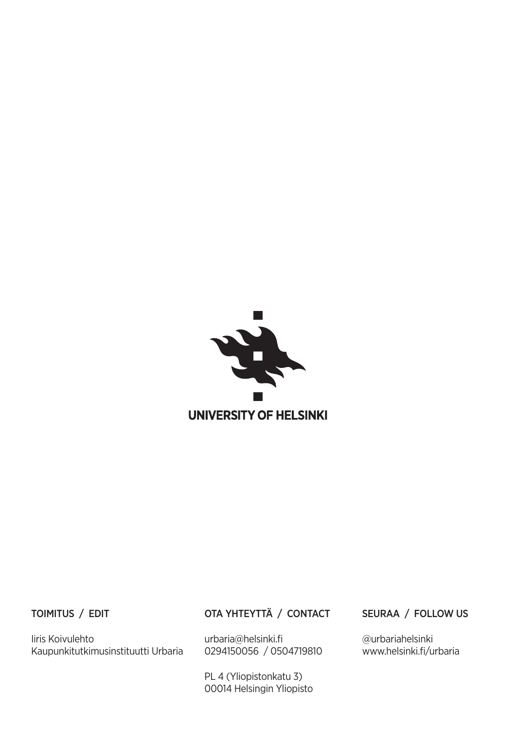UNIVERSITY OF HELSINKI

TOIMITUS / EDIT

Iiris Koivulehto
Kaupunkitutkimusinstituutti Urbaria

OTA YHTEYTTÄ / CONTACT

urbaria@helsinki.fi
0294150056 / 0504719810

PL 4 (Yliopistonkatu 3)
00014 Helsingin Yliopisto

SEURAA / FOLLOW US

@urbariahelsinki
www.helsinki.fi/urbaria